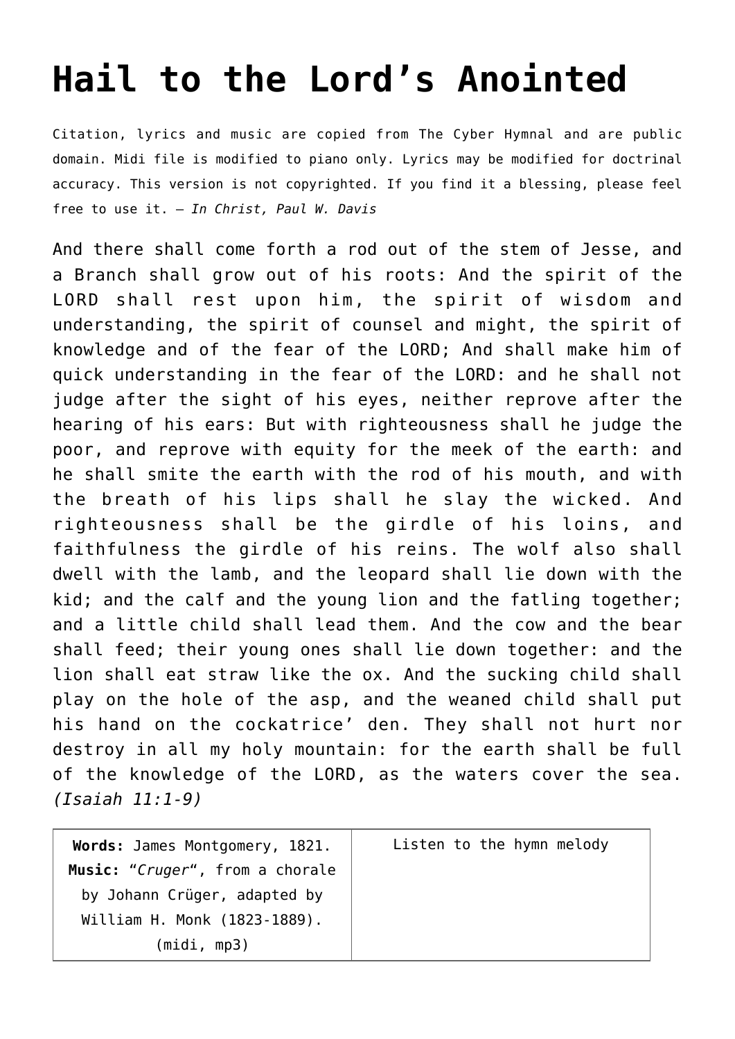# Hail to the Lord's Anointed

Citation, lyrics and music are copied from The Cyber Hymnal and are public domain. Midi file is modified to piano only. Lyrics may be modified for doctrinal accuracy. This version is not copyrighted. If you find it a blessing, please feel free to use it. – *In Christ, Paul W. Davis*

And there shall come forth a rod out of the stem of Jesse, and a Branch shall grow out of his roots: And the spirit of the LORD shall rest upon him, the spirit of wisdom and understanding, the spirit of counsel and might, the spirit of knowledge and of the fear of the LORD; And shall make him of quick understanding in the fear of the LORD: and he shall not judge after the sight of his eyes, neither reprove after the hearing of his ears: But with righteousness shall he judge the poor, and reprove with equity for the meek of the earth: and he shall smite the earth with the rod of his mouth, and with the breath of his lips shall he slay the wicked. And righteousness shall be the girdle of his loins, and faithfulness the girdle of his reins. The wolf also shall dwell with the lamb, and the leopard shall lie down with the kid; and the calf and the young lion and the fatling together; and a little child shall lead them. And the cow and the bear shall feed; their young ones shall lie down together: and the lion shall eat straw like the ox. And the sucking child shall play on the hole of the asp, and the weaned child shall put his hand on the cockatrice' den. They shall not hurt nor destroy in all my holy mountain: for the earth shall be full of the knowledge of the LORD, as the waters cover the sea. *(Isaiah 11:1-9)*

| **Words:** James Montgomery, 1821. **Music:** "*Cruger*", from a chorale by Johann Crüger, adapted by William H. Monk (1823-1889). (midi, mp3) | Listen to the hymn melody |
|---|---|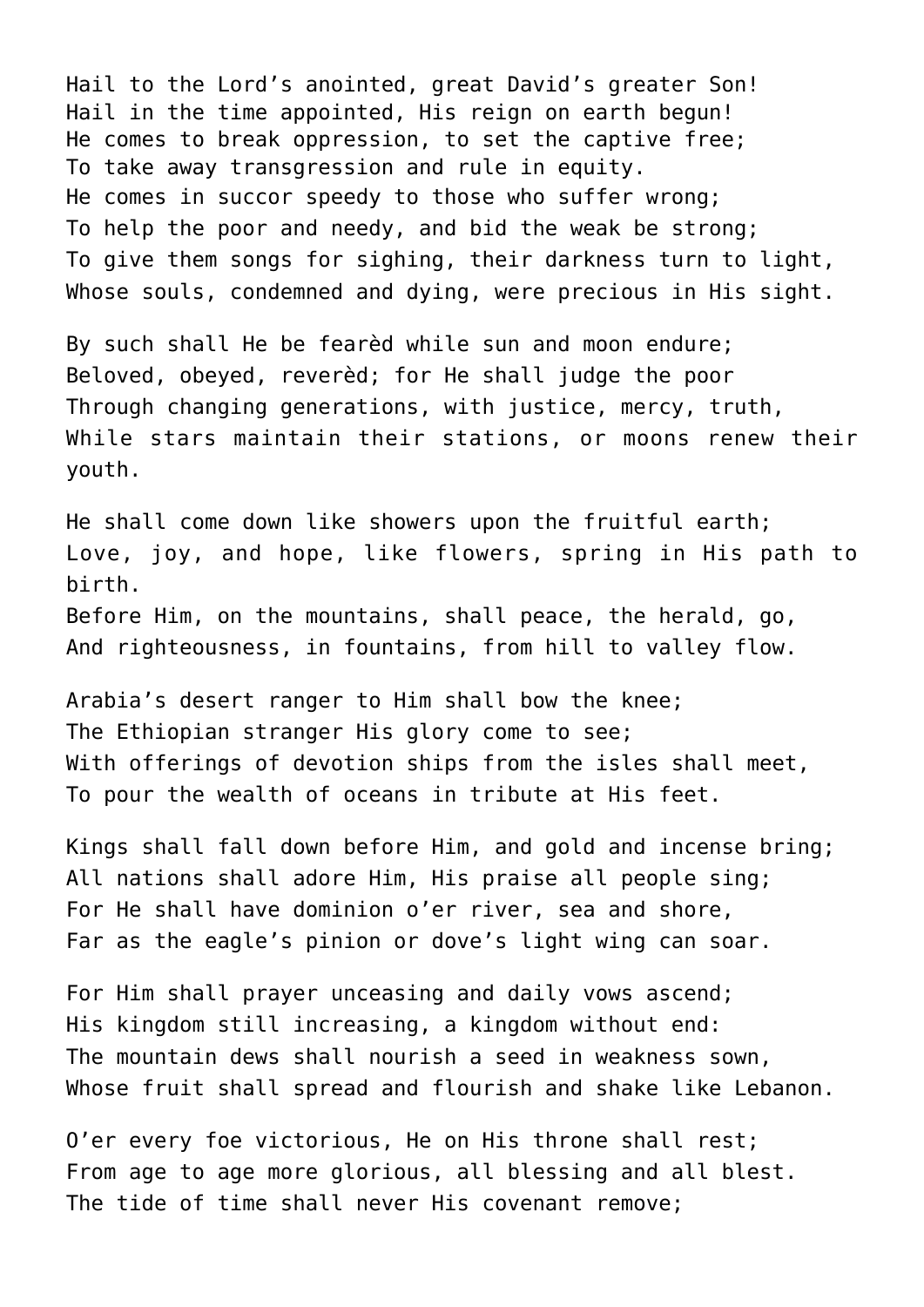Hail to the Lord’s anointed, great David’s greater Son!
Hail in the time appointed, His reign on earth begun!
He comes to break oppression, to set the captive free;
To take away transgression and rule in equity.
He comes in succor speedy to those who suffer wrong;
To help the poor and needy, and bid the weak be strong;
To give them songs for sighing, their darkness turn to light,
Whose souls, condemned and dying, were precious in His sight.

By such shall He be fearèd while sun and moon endure;
Beloved, obeyed, reverèd; for He shall judge the poor
Through changing generations, with justice, mercy, truth,
While stars maintain their stations, or moons renew their youth.

He shall come down like showers upon the fruitful earth;
Love, joy, and hope, like flowers, spring in His path to birth.
Before Him, on the mountains, shall peace, the herald, go,
And righteousness, in fountains, from hill to valley flow.

Arabia’s desert ranger to Him shall bow the knee;
The Ethiopian stranger His glory come to see;
With offerings of devotion ships from the isles shall meet,
To pour the wealth of oceans in tribute at His feet.

Kings shall fall down before Him, and gold and incense bring;
All nations shall adore Him, His praise all people sing;
For He shall have dominion o’er river, sea and shore,
Far as the eagle’s pinion or dove’s light wing can soar.

For Him shall prayer unceasing and daily vows ascend;
His kingdom still increasing, a kingdom without end:
The mountain dews shall nourish a seed in weakness sown,
Whose fruit shall spread and flourish and shake like Lebanon.

O’er every foe victorious, He on His throne shall rest;
From age to age more glorious, all blessing and all blest.
The tide of time shall never His covenant remove;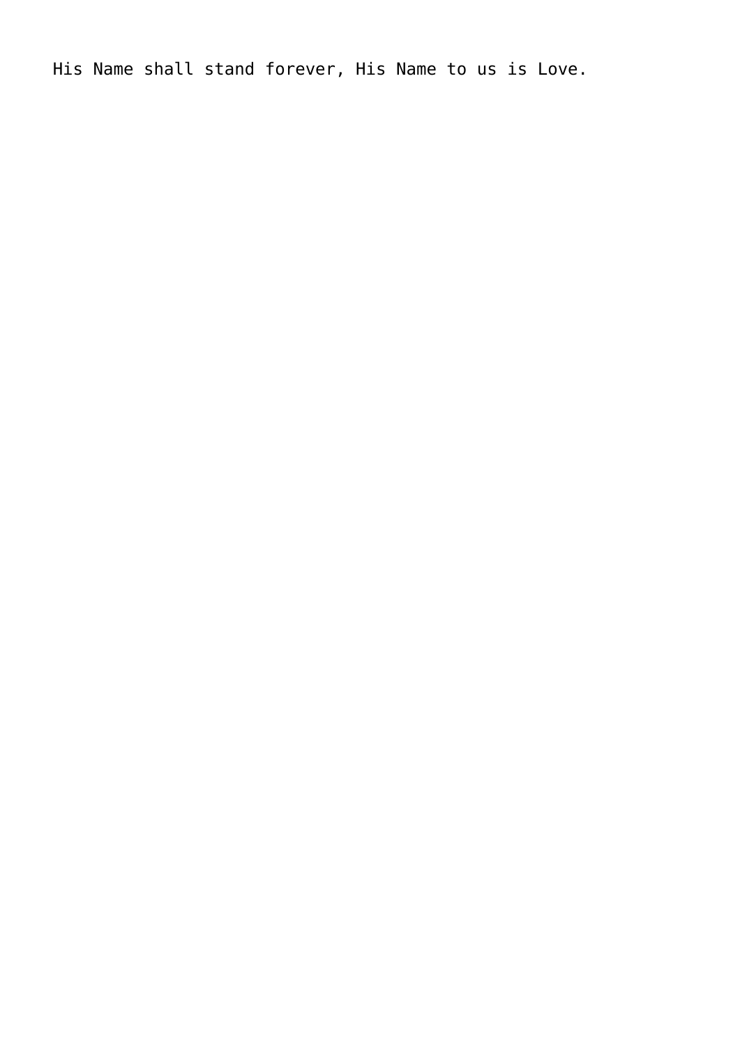His Name shall stand forever, His Name to us is Love.